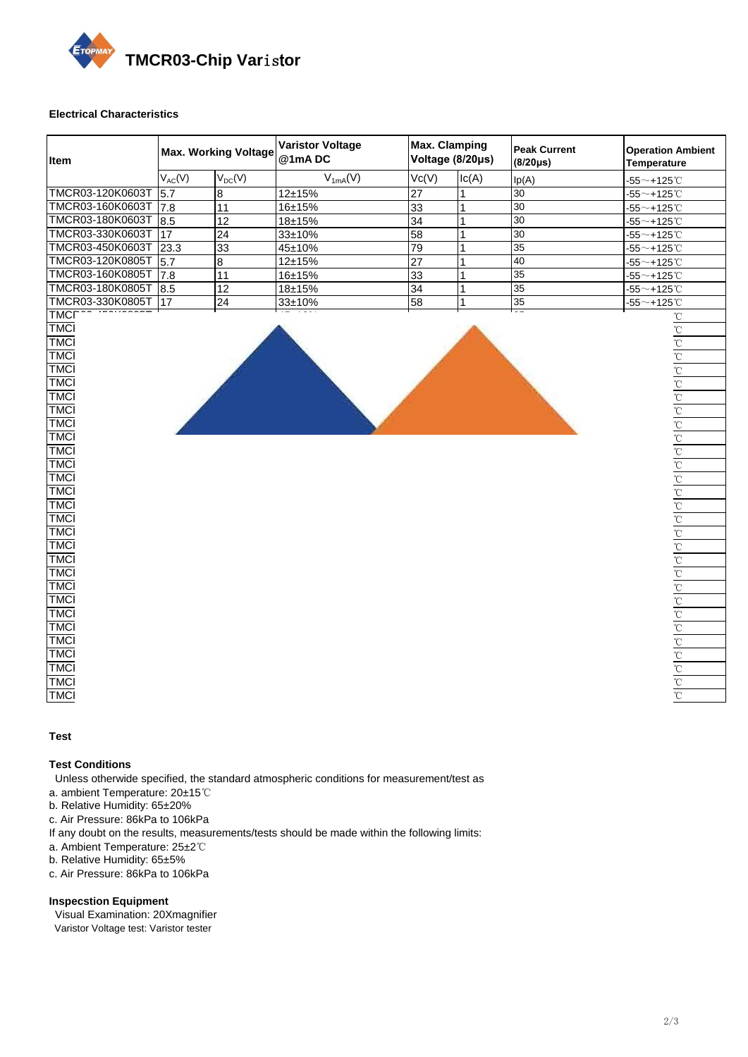# TMCR03-Chip Varistor

**Electrical Characteristics**

| Item | Max. Working Voltage | | Varistor Voltage @1mA DC | Max. Clamping Voltage (8/20μs) | | Peak Current (8/20μs) | Operation Ambient Temperature |
|---|---|---|---|---|---|---|---|
| | $V_{AC}$(V) | $V_{DC}$(V) | $V_{1mA}$(V) | Vc(V) | Ic(A) | Ip(A) | -55～+125℃ |
| TMCR03-120K0603T | 5.7 | 8 | 12±15% | 27 | 1 | 30 | -55～+125℃ |
| TMCR03-160K0603T | 7.8 | 11 | 16±15% | 33 | 1 | 30 | -55～+125℃ |
| TMCR03-180K0603T | 8.5 | 12 | 18±15% | 34 | 1 | 30 | -55～+125℃ |
| TMCR03-330K0603T | 17 | 24 | 33±10% | 58 | 1 | 30 | -55～+125℃ |
| TMCR03-450K0603T | 23.3 | 33 | 45±10% | 79 | 1 | 35 | -55～+125℃ |
| TMCR03-120K0805T | 5.7 | 8 | 12±15% | 27 | 1 | 40 | -55～+125℃ |
| TMCR03-160K0805T | 7.8 | 11 | 16±15% | 33 | 1 | 35 | -55～+125℃ |
| TMCR03-180K0805T | 8.5 | 12 | 18±15% | 34 | 1 | 35 | -55～+125℃ |
| TMCR03-330K0805T | 17 | 24 | 33±10% | 58 | 1 | 35 | -55～+125℃ |
| TMCR | | | | | | | ℃ |
| TMCI | | | | | | | ℃ |
| TMCI | | | | | | | ℃ |
| TMCI | | | | | | | ℃ |
| TMCI | | | | | | | ℃ |
| TMCI | | | | | | | ℃ |
| TMCI | | | | | | | ℃ |
| TMCI | | | | | | | ℃ |
| TMCI | | | | | | | ℃ |
| TMCI | | | | | | | ℃ |
| TMCI | | | | | | | ℃ |
| TMCI | | | | | | | ℃ |
| TMCI | | | | | | | ℃ |
| TMCI | | | | | | | ℃ |
| TMCI | | | | | | | ℃ |
| TMCI | | | | | | | ℃ |
| TMCI | | | | | | | ℃ |
| TMCI | | | | | | | ℃ |
| TMCI | | | | | | | ℃ |
| TMCI | | | | | | | ℃ |
| TMCI | | | | | | | ℃ |
| TMCI | | | | | | | ℃ |
| TMCI | | | | | | | ℃ |
| TMCI | | | | | | | ℃ |
| TMCI | | | | | | | ℃ |
| TMCI | | | | | | | ℃ |
| TMCI | | | | | | | ℃ |
| TMCI | | | | | | | ℃ |
| TMCI | | | | | | | ℃ |

**Test**

**Test Conditions**

Unless otherwide specified, the standard atmospheric conditions for measurement/test as

a. ambient Temperature: 20±15℃
b. Relative Humidity: 65±20%
c. Air Pressure: 86kPa to 106kPa

If any doubt on the results, measurements/tests should be made within the following limits:

a. Ambient Temperature: 25±2℃
b. Relative Humidity: 65±5%
c. Air Pressure: 86kPa to 106kPa

**Inspecstion Equipment**

Visual Examination: 20Xmagnifier
Varistor Voltage test: Varistor tester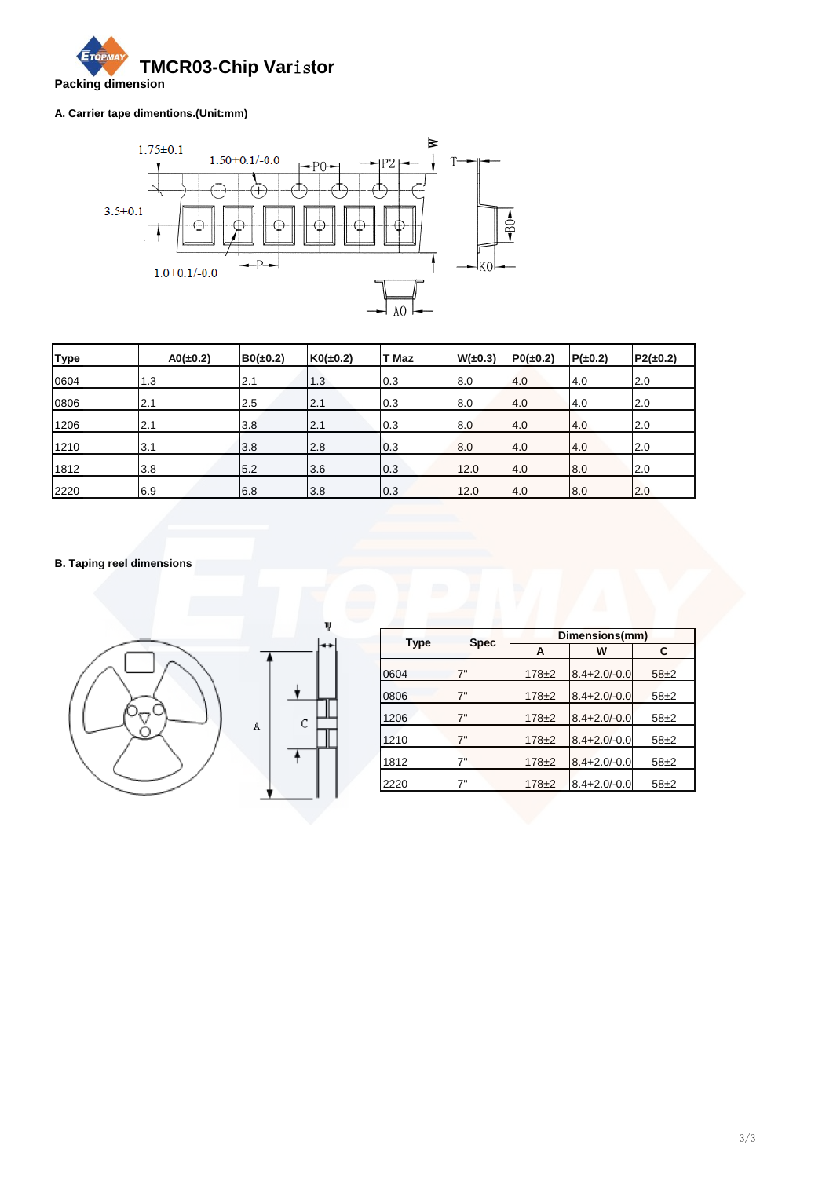# TMCR03-Chip Varistor

**Packing dimension**

**A. Carrier tape dimentions.(Unit:mm)**

1.75±0.1
1.50+0.1/-0.0
P0
P2
W
T
3.5±0.1
B0
1.0+0.1/-0.0
P
K0
A0

| Type | A0(±0.2) | B0(±0.2) | K0(±0.2) | T Maz | W(±0.3) | P0(±0.2) | P(±0.2) | P2(±0.2) |
|---|---|---|---|---|---|---|---|---|
| 0604 | 1.3 | 2.1 | 1.3 | 0.3 | 8.0 | 4.0 | 4.0 | 2.0 |
| 0806 | 2.1 | 2.5 | 2.1 | 0.3 | 8.0 | 4.0 | 4.0 | 2.0 |
| 1206 | 2.1 | 3.8 | 2.1 | 0.3 | 8.0 | 4.0 | 4.0 | 2.0 |
| 1210 | 3.1 | 3.8 | 2.8 | 0.3 | 8.0 | 4.0 | 4.0 | 2.0 |
| 1812 | 3.8 | 5.2 | 3.6 | 0.3 | 12.0 | 4.0 | 8.0 | 2.0 |
| 2220 | 6.9 | 6.8 | 3.8 | 0.3 | 12.0 | 4.0 | 8.0 | 2.0 |

**B. Taping reel dimensions**

W
A
C

| Type | Spec | Dimensions(mm) | | |
|---|---|---|---|---|
| | | A | W | C |
| 0604 | 7" | 178±2 | 8.4+2.0/-0.0 | 58±2 |
| 0806 | 7" | 178±2 | 8.4+2.0/-0.0 | 58±2 |
| 1206 | 7" | 178±2 | 8.4+2.0/-0.0 | 58±2 |
| 1210 | 7" | 178±2 | 8.4+2.0/-0.0 | 58±2 |
| 1812 | 7" | 178±2 | 8.4+2.0/-0.0 | 58±2 |
| 2220 | 7" | 178±2 | 8.4+2.0/-0.0 | 58±2 |